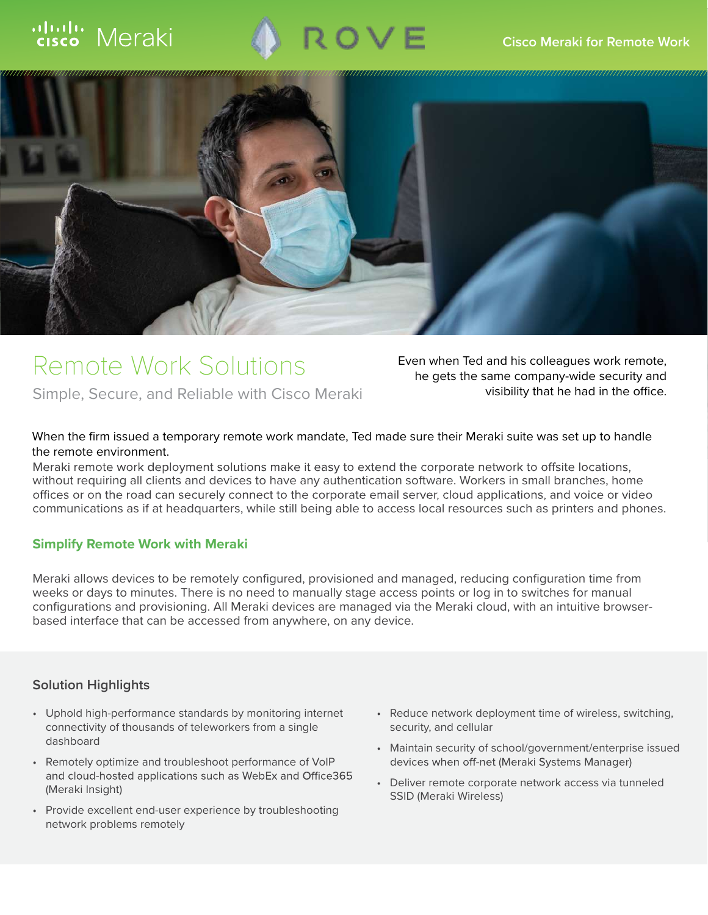Cisco Meraki for Remote Work

# Remote Work Solutions

Simple, Secure, and Reliable with Cisco Meraki

Even when Ted and his colleagues work remote, he gets the same company-wide security and visibility that he had in the office.

When the firm issued a temporary remote work mandate, Ted made sure their Meraki suite was set up to handle the remote environment.

Meraki remote work deployment solutions make it easy to extend the corporate network to offsite locations, without requiring all clients and devices to have any authentication software. Workers in small branches, home offices or on the road can securely connect to the corporate email server, cloud applications, and voice or video communications as if at headquarters, while still being able to access local resources such as printers and phones.

### Simplify Remote Work with Meraki

Meraki allows devices to be remotely configured, provisioned and managed, reducing configuration time from weeks or days to minutes. There is no need to manually stage access points or log in to switches for manual configurations and provisioning. All Meraki devices are managed via the Meraki cloud, with an intuitive browser-based interface that can be accessed from anywhere, on any device.

### Solution Highlights

- Uphold high-performance standards by monitoring internet connectivity of thousands of teleworkers from a single dashboard
- Remotely optimize and troubleshoot performance of VoIP and cloud-hosted applications such as WebEx and Office365 (Meraki Insight)
- Provide excellent end-user experience by troubleshooting network problems remotely
- Reduce network deployment time of wireless, switching, security, and cellular
- Maintain security of school/government/enterprise issued devices when off-net (Meraki Systems Manager)
- Deliver remote corporate network access via tunneled SSID (Meraki Wireless)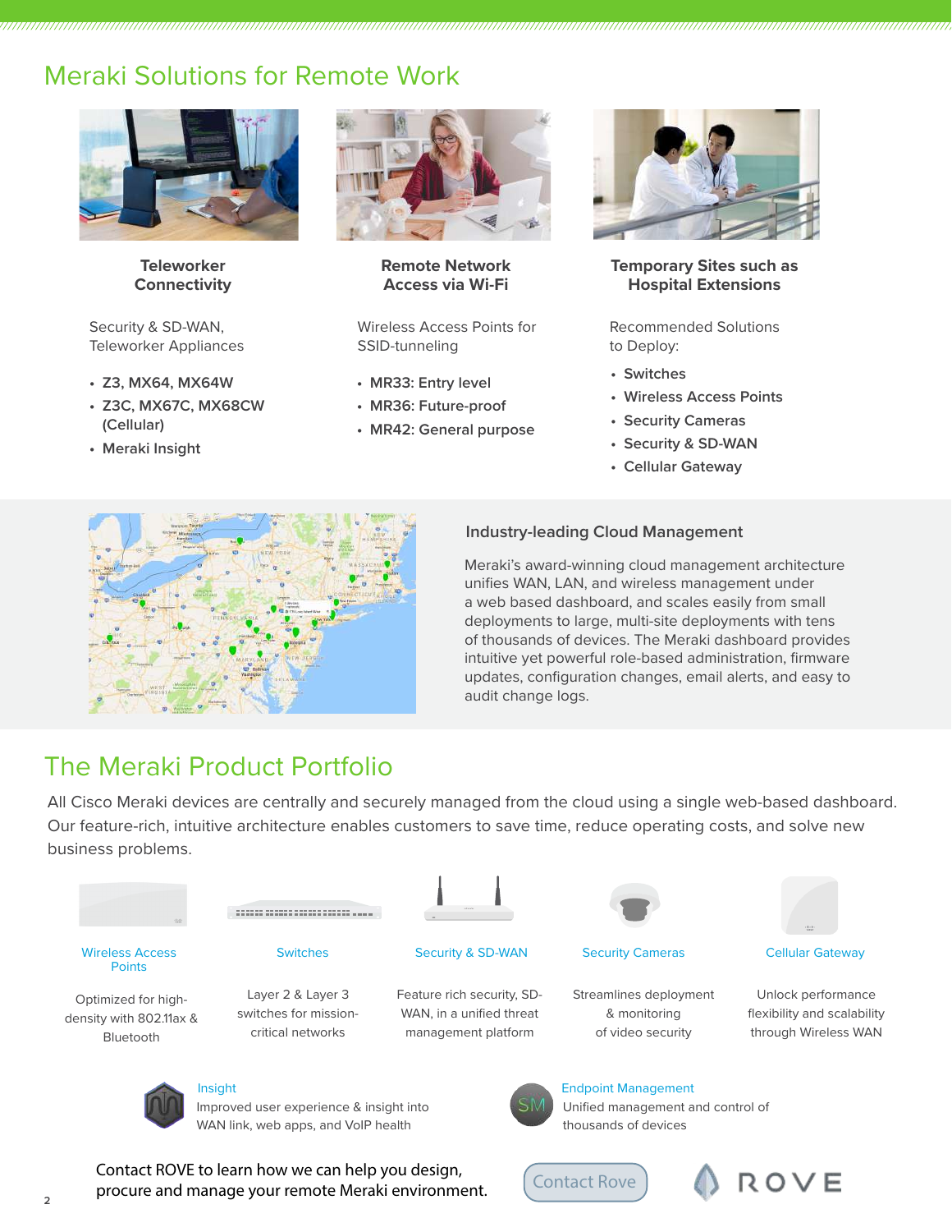# Meraki Solutions for Remote Work

### Teleworker Connectivity

Security & SD-WAN, Teleworker Appliances

- **Z3, MX64, MX64W**
- **Z3C, MX67C, MX68CW (Cellular)**
- **Meraki Insight**

### Remote Network Access via Wi-Fi

Wireless Access Points for SSID-tunneling

- **MR33: Entry level**
- **MR36: Future-proof**
- **MR42: General purpose**

### Temporary Sites such as Hospital Extensions

Recommended Solutions to Deploy:

- **Switches**
- **Wireless Access Points**
- **Security Cameras**
- **Security & SD-WAN**
- **Cellular Gateway**

### Industry-leading Cloud Management

Meraki's award-winning cloud management architecture unifies WAN, LAN, and wireless management under a web based dashboard, and scales easily from small deployments to large, multi-site deployments with tens of thousands of devices. The Meraki dashboard provides intuitive yet powerful role-based administration, firmware updates, configuration changes, email alerts, and easy to audit change logs.

# The Meraki Product Portfolio

All Cisco Meraki devices are centrally and securely managed from the cloud using a single web-based dashboard. Our feature-rich, intuitive architecture enables customers to save time, reduce operating costs, and solve new business problems.

**Wireless Access Points**

Optimized for high-density with 802.11ax & Bluetooth

**Switches**

Layer 2 & Layer 3 switches for mission-critical networks

**Security & SD-WAN**

Feature rich security, SD-WAN, in a unified threat management platform

**Security Cameras**

Streamlines deployment & monitoring of video security

**Cellular Gateway**

Unlock performance flexibility and scalability through Wireless WAN

**Insight**

Improved user experience & insight into WAN link, web apps, and VoIP health

**Endpoint Management**

Unified management and control of thousands of devices

Contact ROVE to learn how we can help you design, procure and manage your remote Meraki environment.

Contact Rove

ROVE